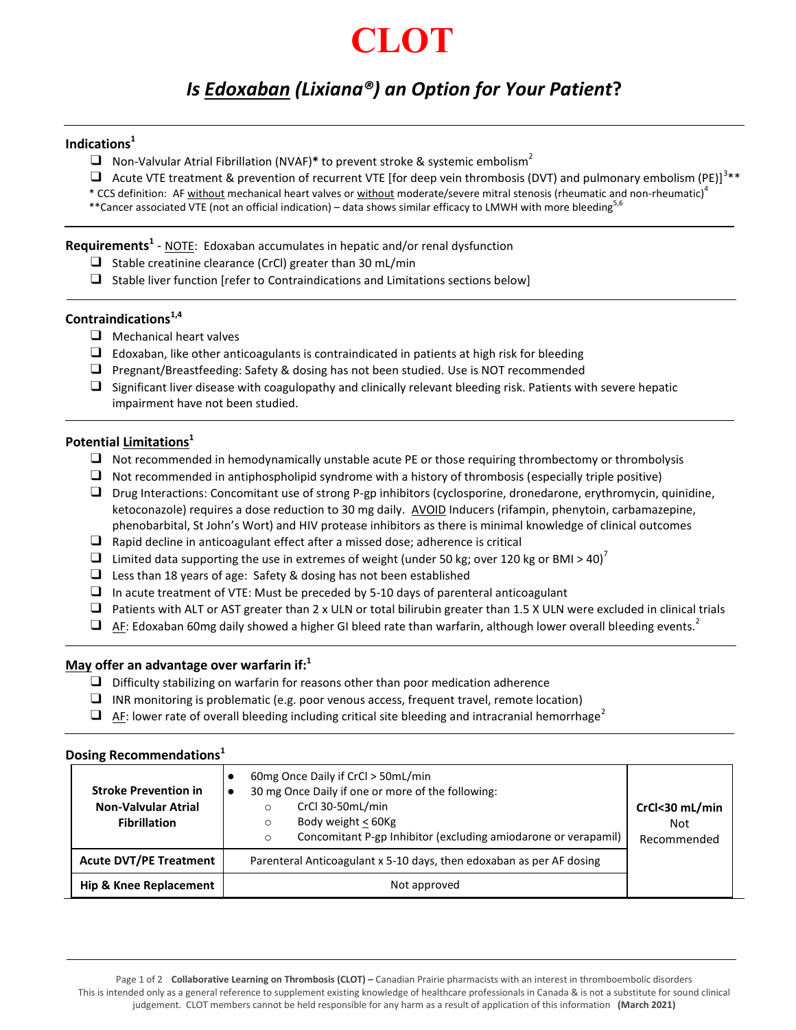# CLOT

## *Is Edoxaban (Lixiana®) an Option for Your Patient?*

### Indications[1]

- [ ] Non-Valvular Atrial Fibrillation (NVAF)* to prevent stroke & systemic embolism[2]
- [ ] Acute VTE treatment & prevention of recurrent VTE [for deep vein thrombosis (DVT) and pulmonary embolism (PE)][3]**

\* CCS definition: AF without mechanical heart valves or without moderate/severe mitral stenosis (rheumatic and non-rheumatic)[4]

**Cancer associated VTE (not an official indication) – data shows similar efficacy to LMWH with more bleeding[5,6]

### Requirements[1] - NOTE: Edoxaban accumulates in hepatic and/or renal dysfunction

- [ ] Stable creatinine clearance (CrCl) greater than 30 mL/min
- [ ] Stable liver function [refer to Contraindications and Limitations sections below]

### Contraindications[1,4]

- [ ] Mechanical heart valves
- [ ] Edoxaban, like other anticoagulants is contraindicated in patients at high risk for bleeding
- [ ] Pregnant/Breastfeeding: Safety & dosing has not been studied. Use is NOT recommended
- [ ] Significant liver disease with coagulopathy and clinically relevant bleeding risk. Patients with severe hepatic impairment have not been studied.

### Potential Limitations[1]

- [ ] Not recommended in hemodynamically unstable acute PE or those requiring thrombectomy or thrombolysis
- [ ] Not recommended in antiphospholipid syndrome with a history of thrombosis (especially triple positive)
- [ ] Drug Interactions: Concomitant use of strong P-gp inhibitors (cyclosporine, dronedarone, erythromycin, quinidine, ketoconazole) requires a dose reduction to 30 mg daily. AVOID Inducers (rifampin, phenytoin, carbamazepine, phenobarbital, St John's Wort) and HIV protease inhibitors as there is minimal knowledge of clinical outcomes
- [ ] Rapid decline in anticoagulant effect after a missed dose; adherence is critical
- [ ] Limited data supporting the use in extremes of weight (under 50 kg; over 120 kg or BMI > 40)[7]
- [ ] Less than 18 years of age: Safety & dosing has not been established
- [ ] In acute treatment of VTE: Must be preceded by 5-10 days of parenteral anticoagulant
- [ ] Patients with ALT or AST greater than 2 x ULN or total bilirubin greater than 1.5 X ULN were excluded in clinical trials
- [ ] AF: Edoxaban 60mg daily showed a higher GI bleed rate than warfarin, although lower overall bleeding events.[2]

### May offer an advantage over warfarin if:[1]

- [ ] Difficulty stabilizing on warfarin for reasons other than poor medication adherence
- [ ] INR monitoring is problematic (e.g. poor venous access, frequent travel, remote location)
- [ ] AF: lower rate of overall bleeding including critical site bleeding and intracranial hemorrhage[2]

### Dosing Recommendations[1]

| | | |
|---|---|---|
| **Stroke Prevention in Non-Valvular Atrial Fibrillation** | • 60mg Once Daily if CrCl > 50mL/min<br>• 30 mg Once Daily if one or more of the following:<br>○ CrCl 30-50mL/min<br>○ Body weight ≤ 60Kg<br>○ Concomitant P-gp Inhibitor (excluding amiodarone or verapamil) | **CrCl<30 mL/min** Not Recommended |
| **Acute DVT/PE Treatment** | Parenteral Anticoagulant x 5-10 days, then edoxaban as per AF dosing | |
| **Hip & Knee Replacement** | Not approved | |

**Collaborative Learning on Thrombosis (CLOT) –** Canadian Prairie pharmacists with an interest in thromboembolic disorders
This is intended only as a general reference to supplement existing knowledge of healthcare professionals in Canada & is not a substitute for sound clinical judgement. CLOT members cannot be held responsible for any harm as a result of application of this information **(March 2021)**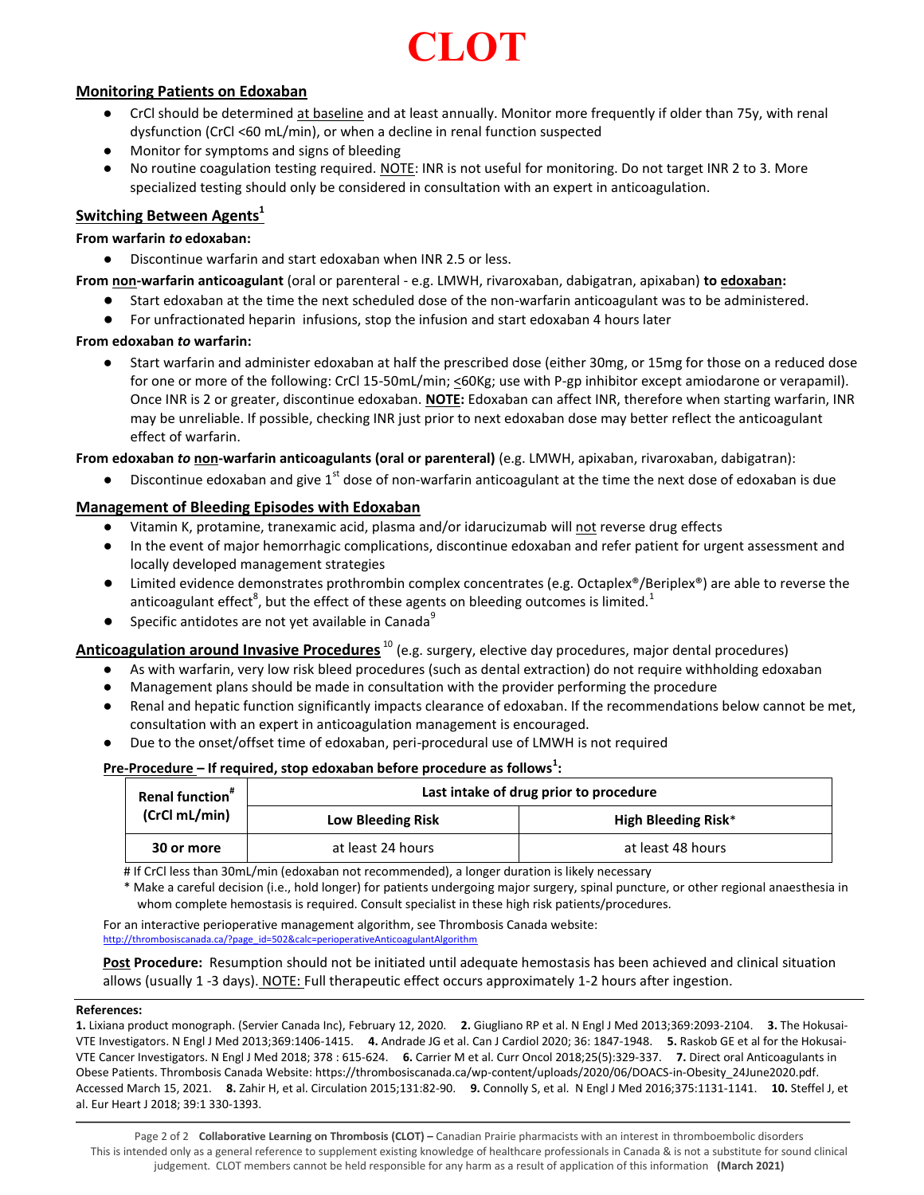# CLOT

## Monitoring Patients on Edoxaban

- CrCl should be determined at baseline and at least annually. Monitor more frequently if older than 75y, with renal dysfunction (CrCl <60 mL/min), or when a decline in renal function suspected
- Monitor for symptoms and signs of bleeding
- No routine coagulation testing required. NOTE: INR is not useful for monitoring. Do not target INR 2 to 3. More specialized testing should only be considered in consultation with an expert in anticoagulation.

## Switching Between Agents[1]

**From warfarin *to* edoxaban:**

- Discontinue warfarin and start edoxaban when INR 2.5 or less.

**From non-warfarin anticoagulant** (oral or parenteral - e.g. LMWH, rivaroxaban, dabigatran, apixaban) **to edoxaban:**

- Start edoxaban at the time the next scheduled dose of the non-warfarin anticoagulant was to be administered.
- For unfractionated heparin infusions, stop the infusion and start edoxaban 4 hours later

**From edoxaban *to* warfarin:**

- Start warfarin and administer edoxaban at half the prescribed dose (either 30mg, or 15mg for those on a reduced dose for one or more of the following: CrCl 15-50mL/min; ≤60Kg; use with P-gp inhibitor except amiodarone or verapamil). Once INR is 2 or greater, discontinue edoxaban. **NOTE:** Edoxaban can affect INR, therefore when starting warfarin, INR may be unreliable. If possible, checking INR just prior to next edoxaban dose may better reflect the anticoagulant effect of warfarin.

**From edoxaban *to* non-warfarin anticoagulants (oral or parenteral)** (e.g. LMWH, apixaban, rivaroxaban, dabigatran):

- Discontinue edoxaban and give 1st dose of non-warfarin anticoagulant at the time the next dose of edoxaban is due

## Management of Bleeding Episodes with Edoxaban

- Vitamin K, protamine, tranexamic acid, plasma and/or idarucizumab will not reverse drug effects
- In the event of major hemorrhagic complications, discontinue edoxaban and refer patient for urgent assessment and locally developed management strategies
- Limited evidence demonstrates prothrombin complex concentrates (e.g. Octaplex®/Beriplex®) are able to reverse the anticoagulant effect[8], but the effect of these agents on bleeding outcomes is limited.[1]
- Specific antidotes are not yet available in Canada[9]

## Anticoagulation around Invasive Procedures[10] (e.g. surgery, elective day procedures, major dental procedures)

- As with warfarin, very low risk bleed procedures (such as dental extraction) do not require withholding edoxaban
- Management plans should be made in consultation with the provider performing the procedure
- Renal and hepatic function significantly impacts clearance of edoxaban. If the recommendations below cannot be met, consultation with an expert in anticoagulation management is encouraged.
- Due to the onset/offset time of edoxaban, peri-procedural use of LMWH is not required

### Pre-Procedure – If required, stop edoxaban before procedure as follows[1]:

| Renal function# (CrCl mL/min) | Last intake of drug prior to procedure | |
|---|---|---|
| | Low Bleeding Risk | High Bleeding Risk* |
| 30 or more | at least 24 hours | at least 48 hours |

# If CrCl less than 30mL/min (edoxaban not recommended), a longer duration is likely necessary

* Make a careful decision (i.e., hold longer) for patients undergoing major surgery, spinal puncture, or other regional anaesthesia in whom complete hemostasis is required. Consult specialist in these high risk patients/procedures.

For an interactive perioperative management algorithm, see Thrombosis Canada website:
http://thrombosiscanada.ca/?page_id=502&calc=perioperativeAnticoagulantAlgorithm

**Post Procedure:** Resumption should not be initiated until adequate hemostasis has been achieved and clinical situation allows (usually 1 -3 days). NOTE: Full therapeutic effect occurs approximately 1-2 hours after ingestion.

**References:**

**1.** Lixiana product monograph. (Servier Canada Inc), February 12, 2020. **2.** Giugliano RP et al. N Engl J Med 2013;369:2093-2104. **3.** The Hokusai-VTE Investigators. N Engl J Med 2013;369:1406-1415. **4.** Andrade JG et al. Can J Cardiol 2020; 36: 1847-1948. **5.** Raskob GE et al for the Hokusai-VTE Cancer Investigators. N Engl J Med 2018; 378 : 615-624. **6.** Carrier M et al. Curr Oncol 2018;25(5):329-337. **7.** Direct oral Anticoagulants in Obese Patients. Thrombosis Canada Website: https://thrombosiscanada.ca/wp-content/uploads/2020/06/DOACS-in-Obesity_24June2020.pdf. Accessed March 15, 2021. **8.** Zahir H, et al. Circulation 2015;131:82-90. **9.** Connolly S, et al. N Engl J Med 2016;375:1131-1141. **10.** Steffel J, et al. Eur Heart J 2018; 39:1 330-1393.

**Collaborative Learning on Thrombosis (CLOT) –** Canadian Prairie pharmacists with an interest in thromboembolic disorders
This is intended only as a general reference to supplement existing knowledge of healthcare professionals in Canada & is not a substitute for sound clinical judgement. CLOT members cannot be held responsible for any harm as a result of application of this information **(March 2021)**